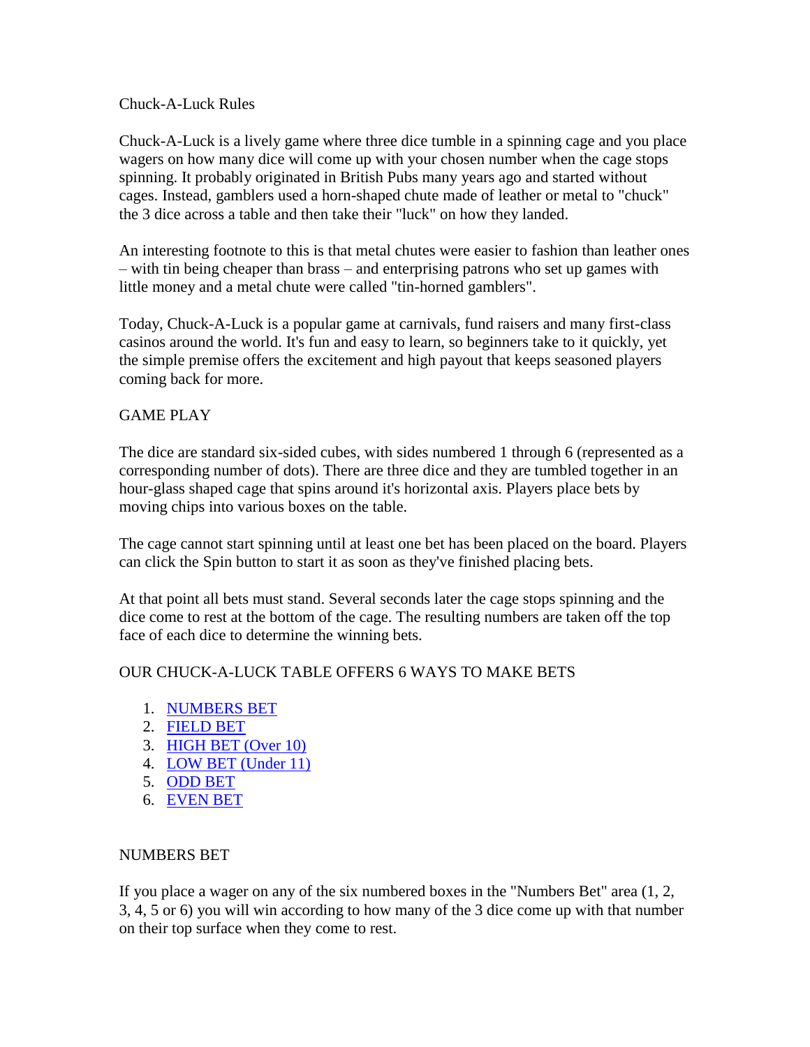# Chuck-A-Luck Rules

Chuck-A-Luck is a lively game where three dice tumble in a spinning cage and you place wagers on how many dice will come up with your chosen number when the cage stops spinning. It probably originated in British Pubs many years ago and started without cages. Instead, gamblers used a horn-shaped chute made of leather or metal to "chuck" the 3 dice across a table and then take their "luck" on how they landed.

An interesting footnote to this is that metal chutes were easier to fashion than leather ones – with tin being cheaper than brass – and enterprising patrons who set up games with little money and a metal chute were called "tin-horned gamblers".

Today, Chuck-A-Luck is a popular game at carnivals, fund raisers and many first-class casinos around the world. It's fun and easy to learn, so beginners take to it quickly, yet the simple premise offers the excitement and high payout that keeps seasoned players coming back for more.

## GAME PLAY

The dice are standard six-sided cubes, with sides numbered 1 through 6 (represented as a corresponding number of dots). There are three dice and they are tumbled together in an hour-glass shaped cage that spins around it's horizontal axis. Players place bets by moving chips into various boxes on the table.

The cage cannot start spinning until at least one bet has been placed on the board. Players can click the Spin button to start it as soon as they've finished placing bets.

At that point all bets must stand. Several seconds later the cage stops spinning and the dice come to rest at the bottom of the cage. The resulting numbers are taken off the top face of each dice to determine the winning bets.

## OUR CHUCK-A-LUCK TABLE OFFERS 6 WAYS TO MAKE BETS

1. NUMBERS BET
2. FIELD BET
3. HIGH BET (Over 10)
4. LOW BET (Under 11)
5. ODD BET
6. EVEN BET

## NUMBERS BET

If you place a wager on any of the six numbered boxes in the "Numbers Bet" area (1, 2, 3, 4, 5 or 6) you will win according to how many of the 3 dice come up with that number on their top surface when they come to rest.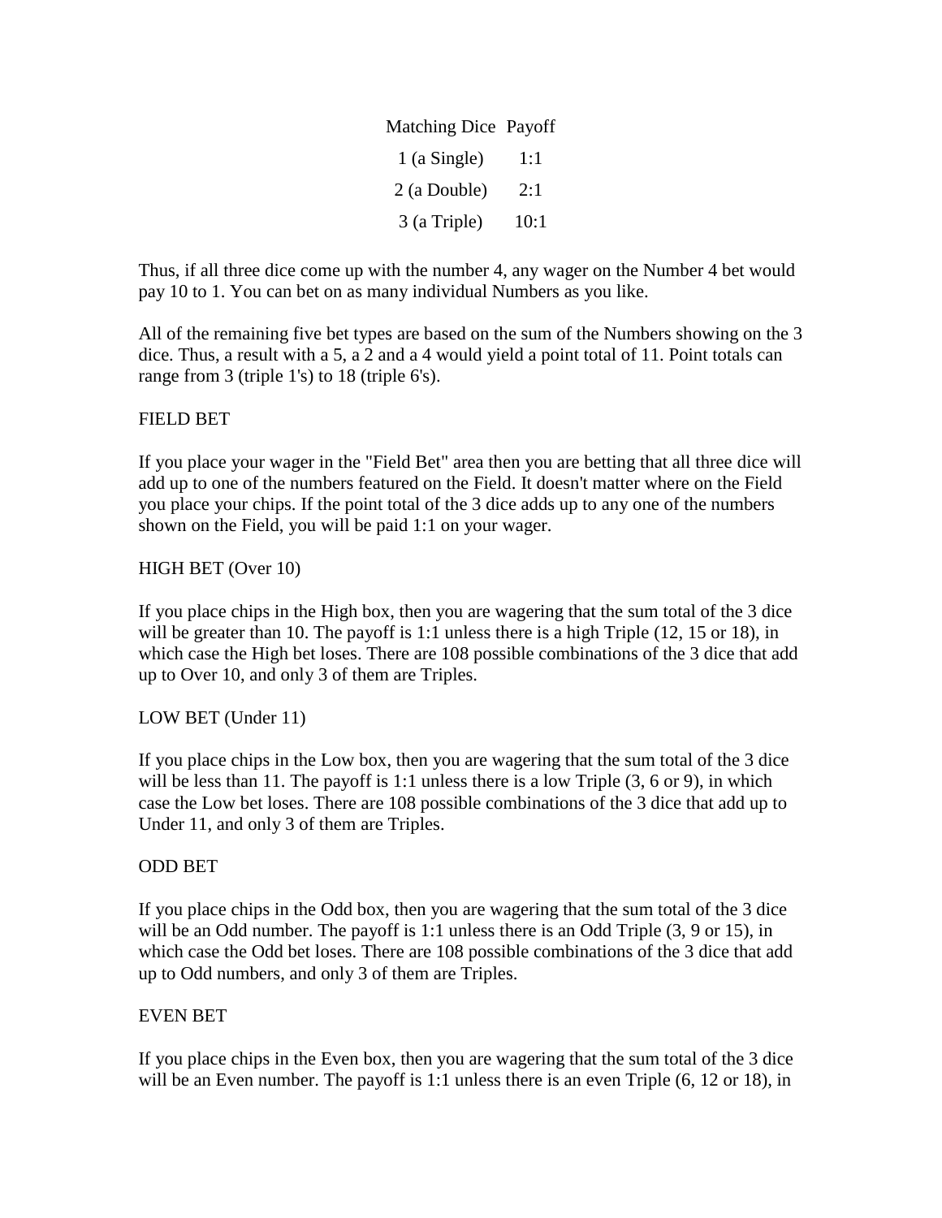| Matching Dice | Payoff |
|---|---|
| 1 (a Single) | 1:1 |
| 2 (a Double) | 2:1 |
| 3 (a Triple) | 10:1 |

Thus, if all three dice come up with the number 4, any wager on the Number 4 bet would pay 10 to 1. You can bet on as many individual Numbers as you like.

All of the remaining five bet types are based on the sum of the Numbers showing on the 3 dice. Thus, a result with a 5, a 2 and a 4 would yield a point total of 11. Point totals can range from 3 (triple 1's) to 18 (triple 6's).

FIELD BET

If you place your wager in the "Field Bet" area then you are betting that all three dice will add up to one of the numbers featured on the Field. It doesn't matter where on the Field you place your chips. If the point total of the 3 dice adds up to any one of the numbers shown on the Field, you will be paid 1:1 on your wager.

HIGH BET (Over 10)

If you place chips in the High box, then you are wagering that the sum total of the 3 dice will be greater than 10. The payoff is 1:1 unless there is a high Triple (12, 15 or 18), in which case the High bet loses. There are 108 possible combinations of the 3 dice that add up to Over 10, and only 3 of them are Triples.

LOW BET (Under 11)

If you place chips in the Low box, then you are wagering that the sum total of the 3 dice will be less than 11. The payoff is 1:1 unless there is a low Triple (3, 6 or 9), in which case the Low bet loses. There are 108 possible combinations of the 3 dice that add up to Under 11, and only 3 of them are Triples.

ODD BET

If you place chips in the Odd box, then you are wagering that the sum total of the 3 dice will be an Odd number. The payoff is 1:1 unless there is an Odd Triple (3, 9 or 15), in which case the Odd bet loses. There are 108 possible combinations of the 3 dice that add up to Odd numbers, and only 3 of them are Triples.

EVEN BET

If you place chips in the Even box, then you are wagering that the sum total of the 3 dice will be an Even number. The payoff is 1:1 unless there is an even Triple (6, 12 or 18), in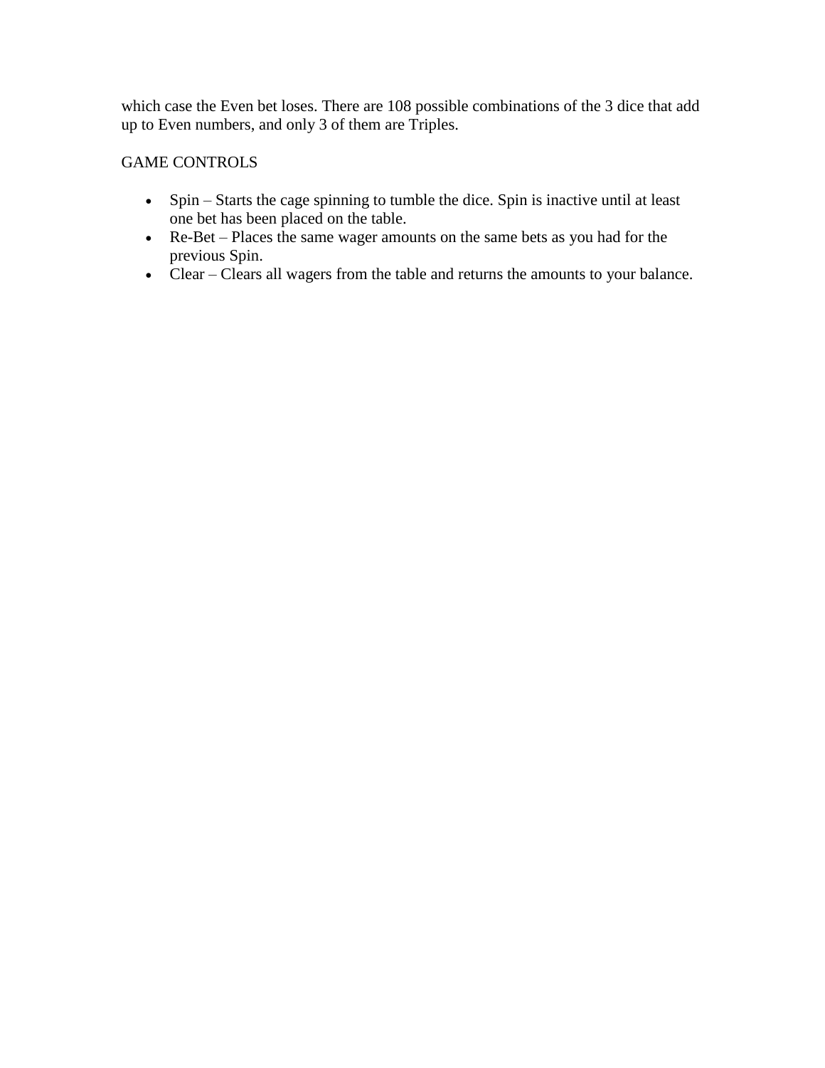which case the Even bet loses. There are 108 possible combinations of the 3 dice that add up to Even numbers, and only 3 of them are Triples.

GAME CONTROLS

- Spin – Starts the cage spinning to tumble the dice. Spin is inactive until at least one bet has been placed on the table.
- Re-Bet – Places the same wager amounts on the same bets as you had for the previous Spin.
- Clear – Clears all wagers from the table and returns the amounts to your balance.